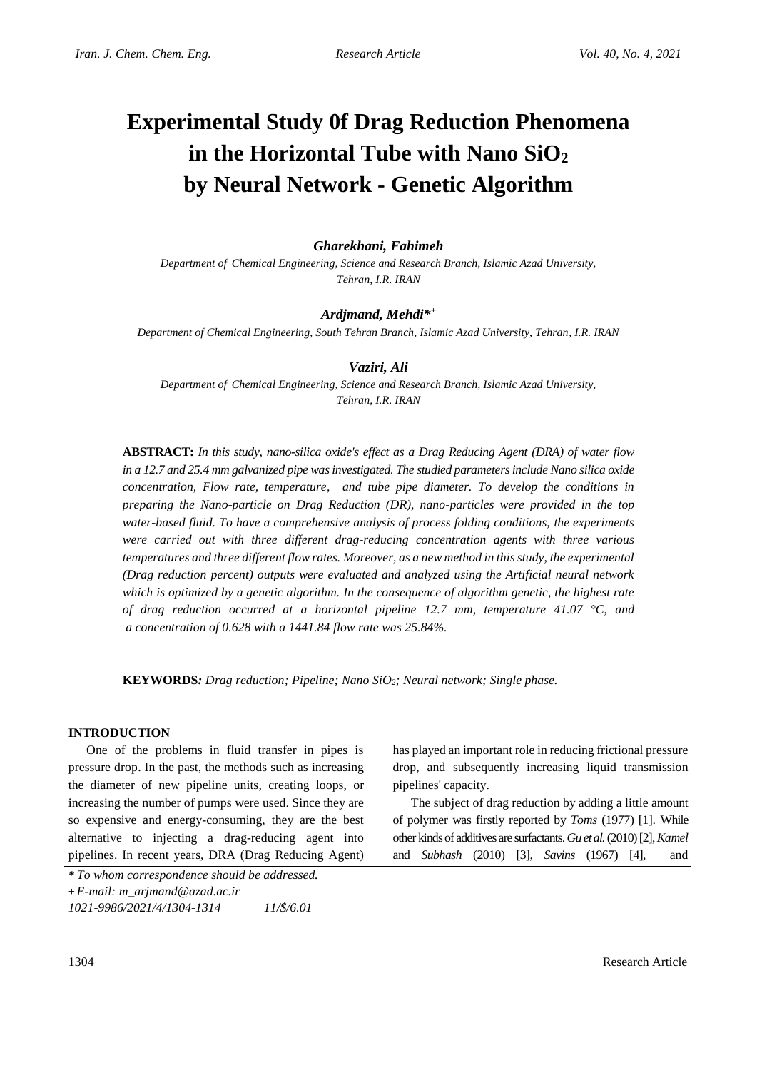# Experimental Study 0f Drag Reduction Phenomena in the Horizontal Tube with Nano $SiO_2$ by Neural Network - Genetic Algorithm

***Gharekhani, Fahimeh***

*Department of Chemical Engineering, Science and Research Branch, Islamic Azad University, Tehran, I.R. IRAN*

***Ardjmand, Mehdi****[+]

*Department of Chemical Engineering, South Tehran Branch, Islamic Azad University, Tehran, I.R. IRAN*

***Vaziri, Ali***

*Department of Chemical Engineering, Science and Research Branch, Islamic Azad University, Tehran, I.R. IRAN*

**ABSTRACT:** *In this study, nano-silica oxide's effect as a Drag Reducing Agent (DRA) of water flow in a 12.7 and 25.4 mm galvanized pipe was investigated. The studied parameters include Nano silica oxide concentration, Flow rate, temperature, and tube pipe diameter. To develop the conditions in preparing the Nano-particle on Drag Reduction (DR), nano-particles were provided in the top water-based fluid. To have a comprehensive analysis of process folding conditions, the experiments were carried out with three different drag-reducing concentration agents with three various temperatures and three different flow rates. Moreover, as a new method in this study, the experimental (Drag reduction percent) outputs were evaluated and analyzed using the Artificial neural network which is optimized by a genetic algorithm. In the consequence of algorithm genetic, the highest rate of drag reduction occurred at a horizontal pipeline 12.7 mm, temperature 41.07 °C, and a concentration of 0.628 with a 1441.84 flow rate was 25.84%.*

**KEYWORDS:** *Drag reduction; Pipeline; Nano $SiO_2$; Neural network; Single phase.*

## INTRODUCTION

One of the problems in fluid transfer in pipes is pressure drop. In the past, the methods such as increasing the diameter of new pipeline units, creating loops, or increasing the number of pumps were used. Since they are so expensive and energy-consuming, they are the best alternative to injecting a drag-reducing agent into pipelines. In recent years, DRA (Drag Reducing Agent) has played an important role in reducing frictional pressure drop, and subsequently increasing liquid transmission pipelines' capacity.

The subject of drag reduction by adding a little amount of polymer was firstly reported by *Toms* (1977) [1]. While other kinds of additives are surfactants. *Gu et al.* (2010) [2], *Kamel* and *Subhash* (2010) [3], *Savins* (1967) [4], and

\* *To whom correspondence should be addressed.*

\+ *E-mail: m_arjmand@azad.ac.ir*

*1021-9986/2021/4/1304-1314 11/$/6.01*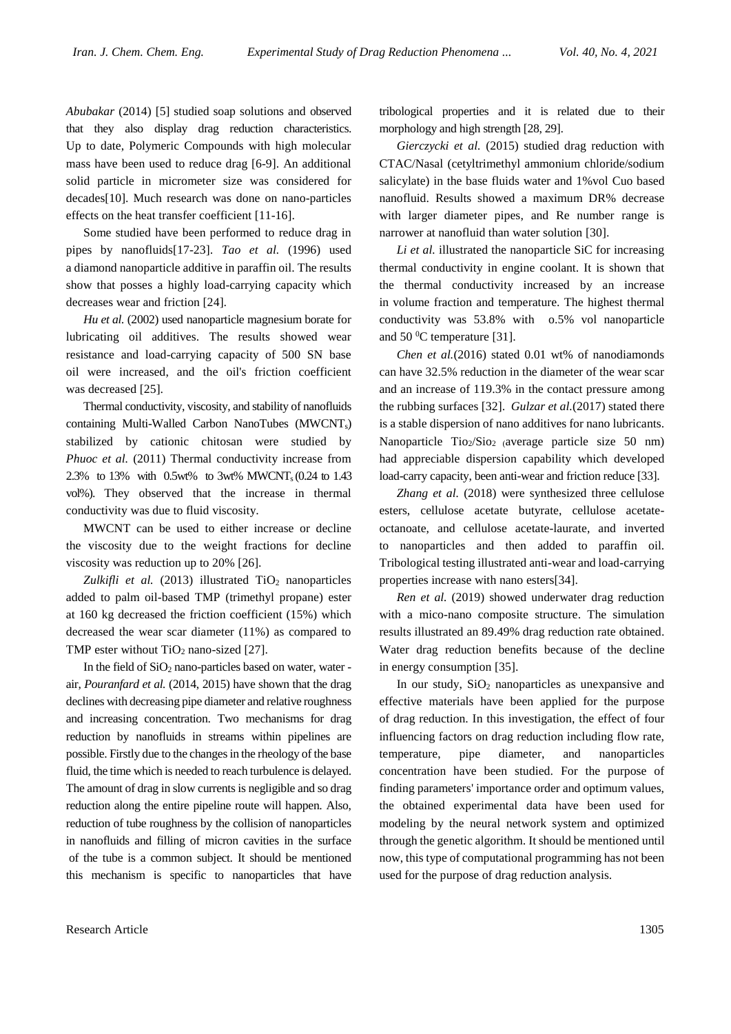*Abubakar* (2014) [5] studied soap solutions and observed that they also display drag reduction characteristics. Up to date, Polymeric Compounds with high molecular mass have been used to reduce drag [6-9]. An additional solid particle in micrometer size was considered for decades[10]. Much research was done on nano-particles effects on the heat transfer coefficient [11-16].

Some studied have been performed to reduce drag in pipes by nanofluids[17-23]. *Tao et al.* (1996) used a diamond nanoparticle additive in paraffin oil. The results show that posses a highly load-carrying capacity which decreases wear and friction [24].

*Hu et al.* (2002) used nanoparticle magnesium borate for lubricating oil additives. The results showed wear resistance and load-carrying capacity of 500 SN base oil were increased, and the oil's friction coefficient was decreased [25].

Thermal conductivity, viscosity, and stability of nanofluids containing Multi-Walled Carbon NanoTubes ($MWCNT_s$) stabilized by cationic chitosan were studied by *Phuoc et al.* (2011) Thermal conductivity increase from 2.3% to 13% with 0.5wt% to 3wt% $MWCNT_s$ (0.24 to 1.43 vol%). They observed that the increase in thermal conductivity was due to fluid viscosity.

MWCNT can be used to either increase or decline the viscosity due to the weight fractions for decline viscosity was reduction up to 20% [26].

*Zulkifli et al.* (2013) illustrated $TiO_2$ nanoparticles added to palm oil-based TMP (trimethyl propane) ester at 160 kg decreased the friction coefficient (15%) which decreased the wear scar diameter (11%) as compared to TMP ester without $TiO_2$ nano-sized [27].

In the field of $SiO_2$ nano-particles based on water, water - air, *Pouranfard et al.* (2014, 2015) have shown that the drag declines with decreasing pipe diameter and relative roughness and increasing concentration. Two mechanisms for drag reduction by nanofluids in streams within pipelines are possible. Firstly due to the changes in the rheology of the base fluid, the time which is needed to reach turbulence is delayed. The amount of drag in slow currents is negligible and so drag reduction along the entire pipeline route will happen. Also, reduction of tube roughness by the collision of nanoparticles in nanofluids and filling of micron cavities in the surface of the tube is a common subject. It should be mentioned this mechanism is specific to nanoparticles that have tribological properties and it is related due to their morphology and high strength [28, 29].

*Gierczycki et al.* (2015) studied drag reduction with CTAC/Nasal (cetyltrimethyl ammonium chloride/sodium salicylate) in the base fluids water and 1%vol Cuo based nanofluid. Results showed a maximum DR% decrease with larger diameter pipes, and Re number range is narrower at nanofluid than water solution [30].

*Li et al.* illustrated the nanoparticle SiC for increasing thermal conductivity in engine coolant. It is shown that the thermal conductivity increased by an increase in volume fraction and temperature. The highest thermal conductivity was 53.8% with o.5% vol nanoparticle and 50 $^0$C temperature [31].

*Chen et al.*(2016) stated 0.01 wt% of nanodiamonds can have 32.5% reduction in the diameter of the wear scar and an increase of 119.3% in the contact pressure among the rubbing surfaces [32]. *Gulzar et al.*(2017) stated there is a stable dispersion of nano additives for nano lubricants. Nanoparticle $Tio_2/Sio_2$ (average particle size 50 nm) had appreciable dispersion capability which developed load-carry capacity, been anti-wear and friction reduce [33].

*Zhang et al.* (2018) were synthesized three cellulose esters, cellulose acetate butyrate, cellulose acetate-octanoate, and cellulose acetate-laurate, and inverted to nanoparticles and then added to paraffin oil. Tribological testing illustrated anti-wear and load-carrying properties increase with nano esters[34].

*Ren et al.* (2019) showed underwater drag reduction with a mico-nano composite structure. The simulation results illustrated an 89.49% drag reduction rate obtained. Water drag reduction benefits because of the decline in energy consumption [35].

In our study, $SiO_2$ nanoparticles as unexpansive and effective materials have been applied for the purpose of drag reduction. In this investigation, the effect of four influencing factors on drag reduction including flow rate, temperature, pipe diameter, and nanoparticles concentration have been studied. For the purpose of finding parameters' importance order and optimum values, the obtained experimental data have been used for modeling by the neural network system and optimized through the genetic algorithm. It should be mentioned until now, this type of computational programming has not been used for the purpose of drag reduction analysis.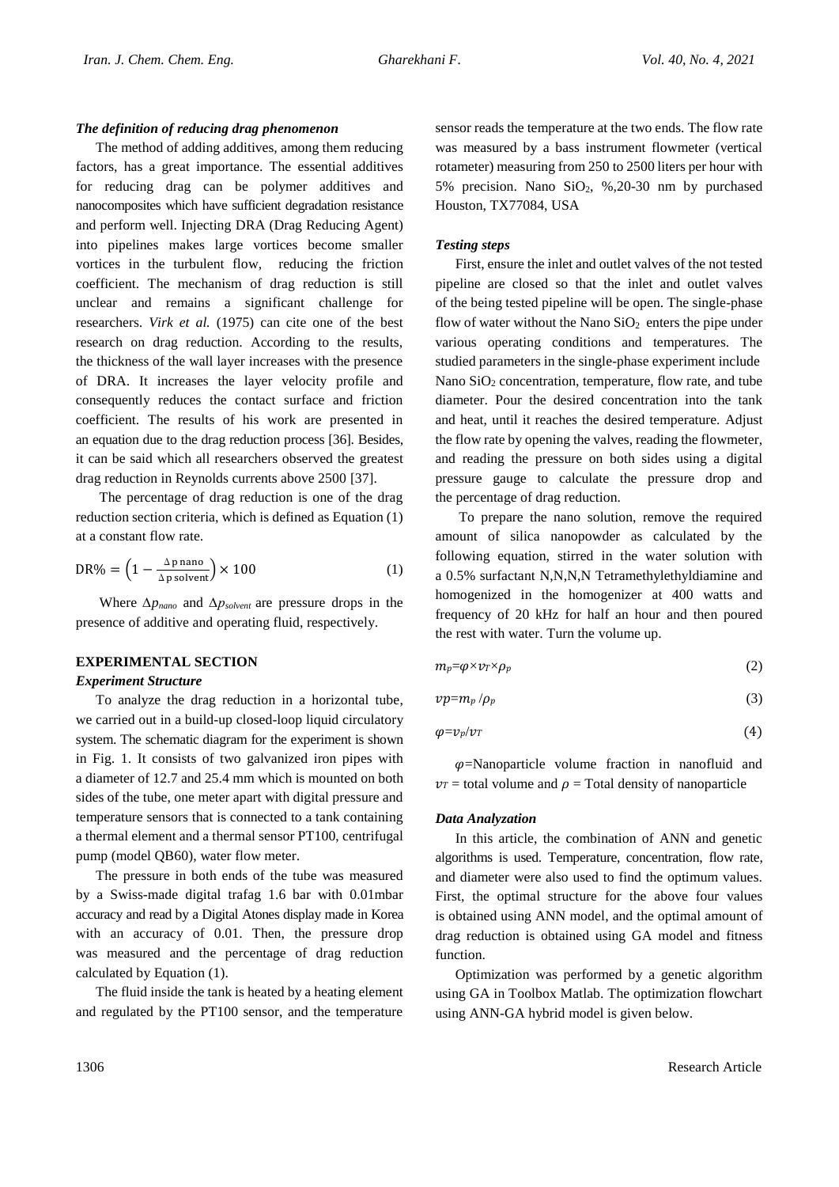### *The definition of reducing drag phenomenon*

The method of adding additives, among them reducing factors, has a great importance. The essential additives for reducing drag can be polymer additives and nanocomposites which have sufficient degradation resistance and perform well. Injecting DRA (Drag Reducing Agent) into pipelines makes large vortices become smaller vortices in the turbulent flow, reducing the friction coefficient. The mechanism of drag reduction is still unclear and remains a significant challenge for researchers. *Virk et al.* (1975) can cite one of the best research on drag reduction. According to the results, the thickness of the wall layer increases with the presence of DRA. It increases the layer velocity profile and consequently reduces the contact surface and friction coefficient. The results of his work are presented in an equation due to the drag reduction process [36]. Besides, it can be said which all researchers observed the greatest drag reduction in Reynolds currents above 2500 [37].

The percentage of drag reduction is one of the drag reduction section criteria, which is defined as Equation (1) at a constant flow rate.

$$\mathrm{DR\%} = \left(1 - \frac{\Delta \mathrm{p\,nano}}{\Delta \mathrm{p\,solvent}}\right) \times 100 \quad (1)$$

Where $\Delta p_{nano}$ and $\Delta p_{solvent}$ are pressure drops in the presence of additive and operating fluid, respectively.

## EXPERIMENTAL SECTION

### *Experiment Structure*

To analyze the drag reduction in a horizontal tube, we carried out in a build-up closed-loop liquid circulatory system. The schematic diagram for the experiment is shown in Fig. 1. It consists of two galvanized iron pipes with a diameter of 12.7 and 25.4 mm which is mounted on both sides of the tube, one meter apart with digital pressure and temperature sensors that is connected to a tank containing a thermal element and a thermal sensor PT100, centrifugal pump (model QB60), water flow meter.

The pressure in both ends of the tube was measured by a Swiss-made digital trafag 1.6 bar with 0.01mbar accuracy and read by a Digital Atones display made in Korea with an accuracy of 0.01. Then, the pressure drop was measured and the percentage of drag reduction calculated by Equation (1).

The fluid inside the tank is heated by a heating element and regulated by the PT100 sensor, and the temperature sensor reads the temperature at the two ends. The flow rate was measured by a bass instrument flowmeter (vertical rotameter) measuring from 250 to 2500 liters per hour with 5% precision. Nano $SiO_2$, %,20-30 nm by purchased Houston, TX77084, USA

### *Testing steps*

First, ensure the inlet and outlet valves of the not tested pipeline are closed so that the inlet and outlet valves of the being tested pipeline will be open. The single-phase flow of water without the Nano $SiO_2$ enters the pipe under various operating conditions and temperatures. The studied parameters in the single-phase experiment include Nano $SiO_2$ concentration, temperature, flow rate, and tube diameter. Pour the desired concentration into the tank and heat, until it reaches the desired temperature. Adjust the flow rate by opening the valves, reading the flowmeter, and reading the pressure on both sides using a digital pressure gauge to calculate the pressure drop and the percentage of drag reduction.

To prepare the nano solution, remove the required amount of silica nanopowder as calculated by the following equation, stirred in the water solution with a 0.5% surfactant N,N,N,N Tetramethylethyldiamine and homogenized in the homogenizer at 400 watts and frequency of 20 kHz for half an hour and then poured the rest with water. Turn the volume up.

$$m_p = \varphi \times v_T \times \rho_p \quad (2)$$

$$vp = m_p / \rho_p \quad (3)$$

$$\varphi = v_p / v_T \quad (4)$$

$\varphi$=Nanoparticle volume fraction in nanofluid and $v_T$ = total volume and $\rho$ = Total density of nanoparticle

### *Data Analyzation*

In this article, the combination of ANN and genetic algorithms is used. Temperature, concentration, flow rate, and diameter were also used to find the optimum values. First, the optimal structure for the above four values is obtained using ANN model, and the optimal amount of drag reduction is obtained using GA model and fitness function.

Optimization was performed by a genetic algorithm using GA in Toolbox Matlab. The optimization flowchart using ANN-GA hybrid model is given below.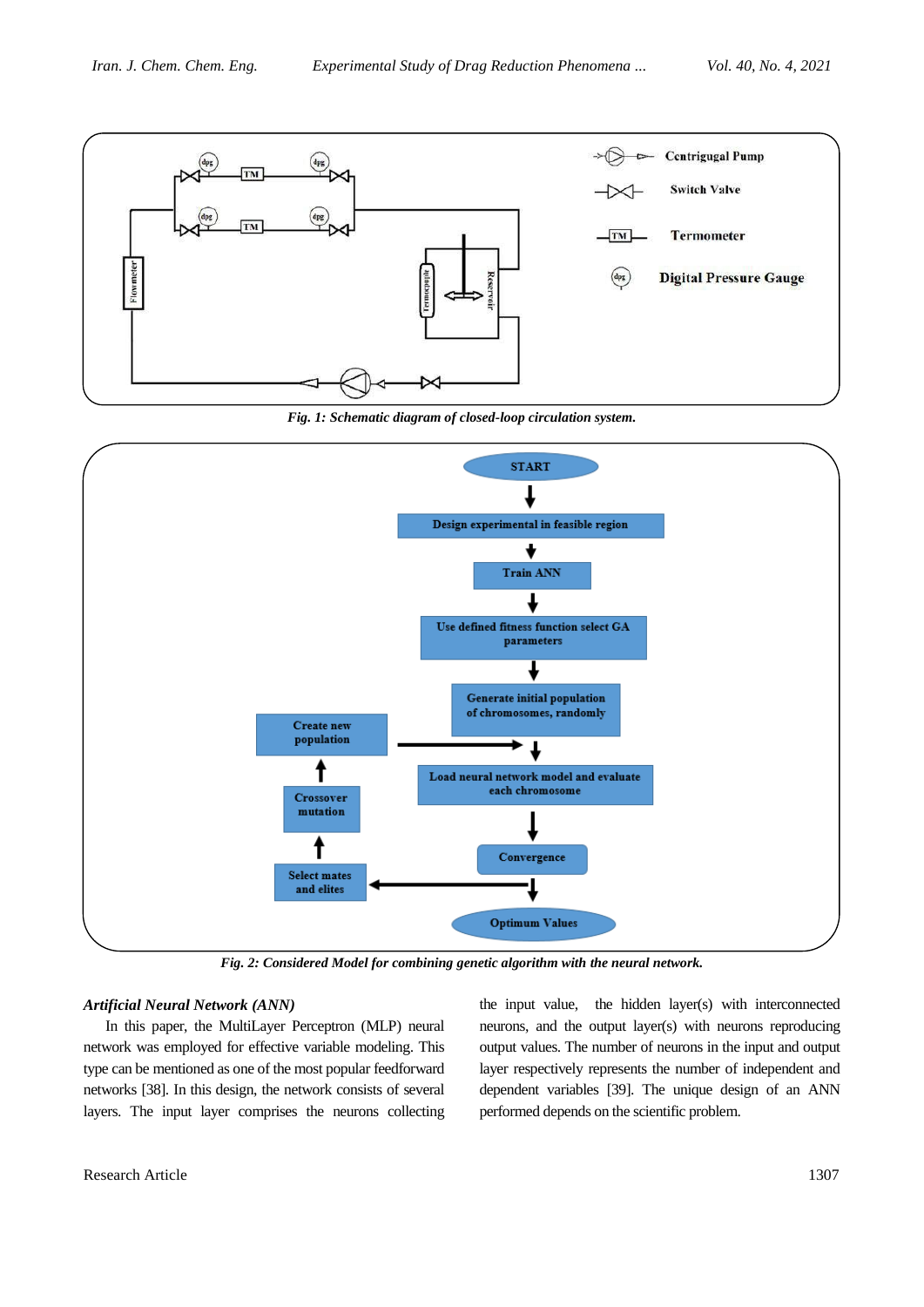Centrigugal Pump

Switch Valve

Termometer

Digital Pressure Gauge

Flowmeter

Termocouple

Reservoir

TM

dpg

*Fig. 1: Schematic diagram of closed-loop circulation system.*

START

Design experimental in feasible region

Train ANN

Use defined fitness function select GA parameters

Generate initial population of chromosomes, randomly

Load neural network model and evaluate each chromosome

Convergence

Optimum Values

Select mates and elites

Crossover mutation

Create new population

*Fig. 2: Considered Model for combining genetic algorithm with the neural network.*

### *Artificial Neural Network (ANN)*

In this paper, the MultiLayer Perceptron (MLP) neural network was employed for effective variable modeling. This type can be mentioned as one of the most popular feedforward networks [38]. In this design, the network consists of several layers. The input layer comprises the neurons collecting the input value, the hidden layer(s) with interconnected neurons, and the output layer(s) with neurons reproducing output values. The number of neurons in the input and output layer respectively represents the number of independent and dependent variables [39]. The unique design of an ANN performed depends on the scientific problem.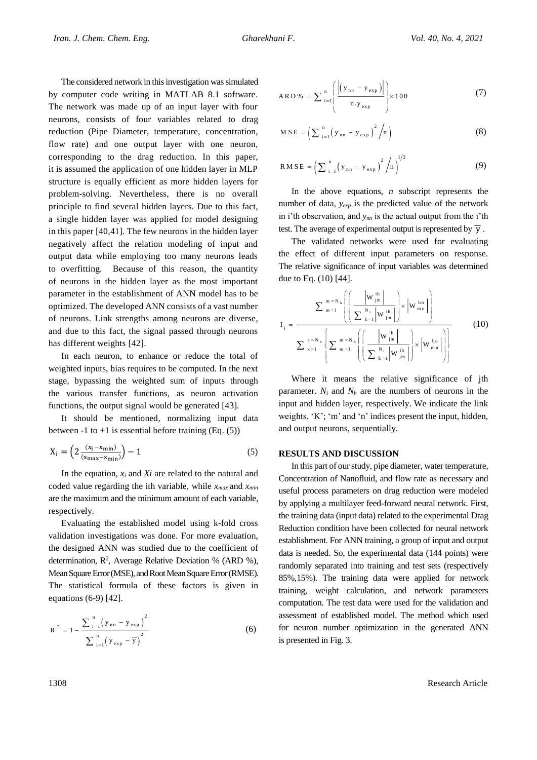The considered network in this investigation was simulated by computer code writing in MATLAB 8.1 software. The network was made up of an input layer with four neurons, consists of four variables related to drag reduction (Pipe Diameter, temperature, concentration, flow rate) and one output layer with one neuron, corresponding to the drag reduction. In this paper, it is assumed the application of one hidden layer in MLP structure is equally efficient as more hidden layers for problem-solving. Nevertheless, there is no overall principle to find several hidden layers. Due to this fact, a single hidden layer was applied for model designing in this paper [40,41]. The few neurons in the hidden layer negatively affect the relation modeling of input and output data while employing too many neurons leads to overfitting. Because of this reason, the quantity of neurons in the hidden layer as the most important parameter in the establishment of ANN model has to be optimized. The developed ANN consists of a vast number of neurons. Link strengths among neurons are diverse, and due to this fact, the signal passed through neurons has different weights [42].

In each neuron, to enhance or reduce the total of weighted inputs, bias requires to be computed. In the next stage, bypassing the weighted sum of inputs through the various transfer functions, as neuron activation functions, the output signal would be generated [43].

It should be mentioned, normalizing input data between -1 to +1 is essential before training (Eq. (5))

$$X_i = \left(2\frac{(x_i - x_{min})}{(x_{max} - x_{min})}\right) - 1 \tag{5}$$

In the equation, $x_i$ and $Xi$ are related to the natural and coded value regarding the ith variable, while $x_{max}$ and $x_{min}$ are the maximum and the minimum amount of each variable, respectively.

Evaluating the established model using k-fold cross validation investigations was done. For more evaluation, the designed ANN was studied due to the coefficient of determination, $R^2$, Average Relative Deviation % (ARD %), Mean Square Error (MSE), and Root Mean Square Error (RMSE). The statistical formula of these factors is given in equations (6-9) [42].

$$R^2 = 1 - \frac{\sum_{i=1}^{n}\left(y_{nn} - y_{exp}\right)^2}{\sum_{i=1}^{n}\left(y_{exp} - \overline{y}\right)^2} \tag{6}$$

$$ARD\% = \sum_{i=1}^{n}\left(\frac{\left|\left(y_{nn} - y_{exp}\right)\right|}{n.y_{exp}}\right) \times 100 \tag{7}$$

$$MSE = \left(\sum_{i=1}^{n}\left(y_{nn} - y_{exp}\right)^2 \Big/ n\right) \tag{8}$$

$$RMSE = \left(\sum_{i=1}^{n}\left(y_{nn} - y_{exp}\right)^2 \Big/ n\right)^{1/2} \tag{9}$$

In the above equations, $n$ subscript represents the number of data, $y_{exp}$ is the predicted value of the network in i'th observation, and $y_{nn}$ is the actual output from the i'th test. The average of experimental output is represented by $\overline{y}$.

The validated networks were used for evaluating the effect of different input parameters on response. The relative significance of input variables was determined due to Eq. (10) [44].

$$I_j = \frac{\sum_{m=1}^{m=N_h}\left(\left(\frac{\left|W_{jm}^{ih}\right|}{\sum_{k=1}^{N_i}\left|W_{jm}^{ih}\right|}\right) \times \left|W_{mn}^{ho}\right|\right)}{\sum_{k=1}^{k=N_h}\left\{\sum_{m=1}^{m=N_h}\left(\left(\frac{\left|W_{jm}^{ih}\right|}{\sum_{k=1}^{N_i}\left|W_{jm}^{ih}\right|}\right) \times \left|W_{mn}^{ho}\right|\right)\right\}} \tag{10}$$

Where it means the relative significance of jth parameter. $N_i$ and $N_h$ are the numbers of neurons in the input and hidden layer, respectively. We indicate the link weights. 'K'; 'm' and 'n' indices present the input, hidden, and output neurons, sequentially.

## RESULTS AND DISCUSSION

In this part of our study, pipe diameter, water temperature, Concentration of Nanofluid, and flow rate as necessary and useful process parameters on drag reduction were modeled by applying a multilayer feed-forward neural network. First, the training data (input data) related to the experimental Drag Reduction condition have been collected for neural network establishment. For ANN training, a group of input and output data is needed. So, the experimental data (144 points) were randomly separated into training and test sets (respectively 85%,15%). The training data were applied for network training, weight calculation, and network parameters computation. The test data were used for the validation and assessment of established model. The method which used for neuron number optimization in the generated ANN is presented in Fig. 3.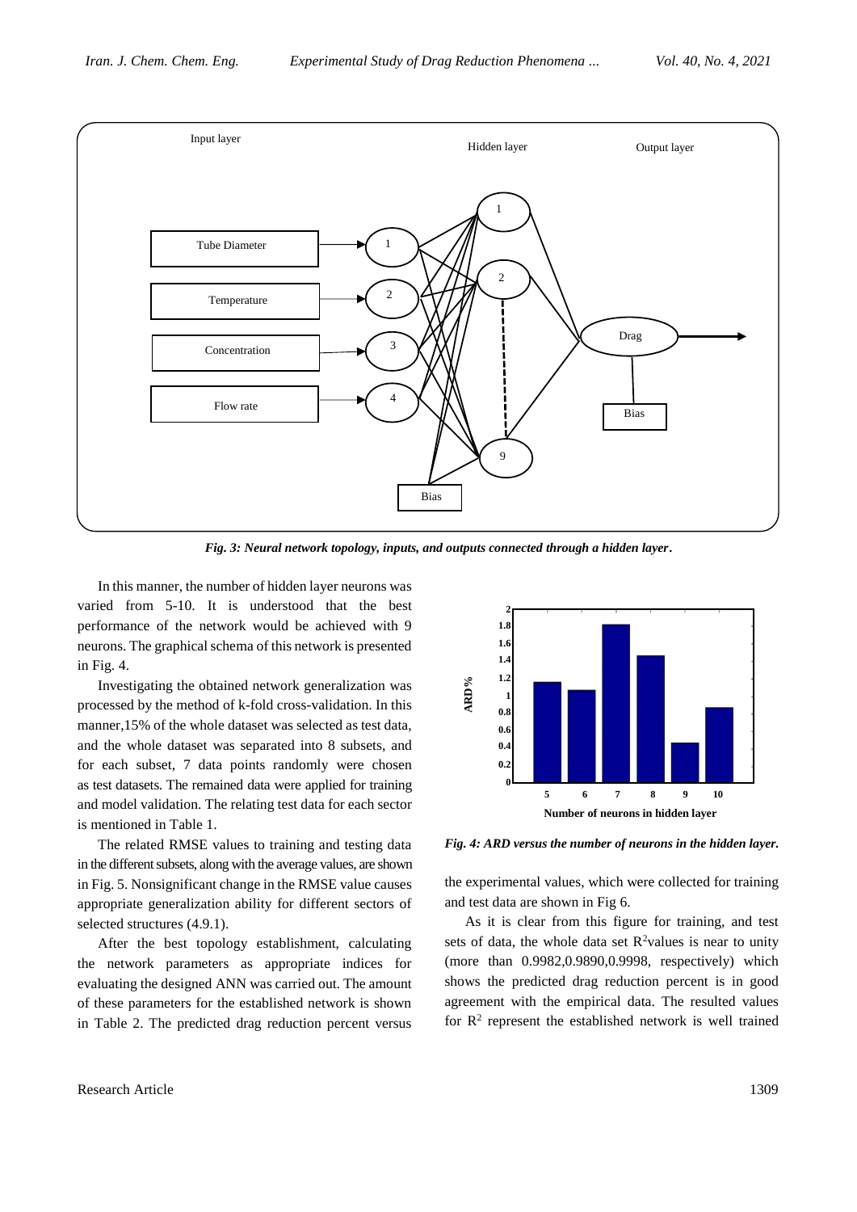Fig. 3: Neural network topology, inputs, and outputs connected through a hidden layer.

In this manner, the number of hidden layer neurons was varied from 5-10. It is understood that the best performance of the network would be achieved with 9 neurons. The graphical schema of this network is presented in Fig. 4.

Investigating the obtained network generalization was processed by the method of k-fold cross-validation. In this manner,15% of the whole dataset was selected as test data, and the whole dataset was separated into 8 subsets, and for each subset, 7 data points randomly were chosen as test datasets. The remained data were applied for training and model validation. The relating test data for each sector is mentioned in Table 1.

The related RMSE values to training and testing data in the different subsets, along with the average values, are shown in Fig. 5. Nonsignificant change in the RMSE value causes appropriate generalization ability for different sectors of selected structures (4.9.1).

After the best topology establishment, calculating the network parameters as appropriate indices for evaluating the designed ANN was carried out. The amount of these parameters for the established network is shown in Table 2. The predicted drag reduction percent versus

*Fig. 4: ARD versus the number of neurons in the hidden layer.*

the experimental values, which were collected for training and test data are shown in Fig 6.

As it is clear from this figure for training, and test sets of data, the whole data set $R^2$values is near to unity (more than 0.9982,0.9890,0.9998, respectively) which shows the predicted drag reduction percent is in good agreement with the empirical data. The resulted values for $R^2$ represent the established network is well trained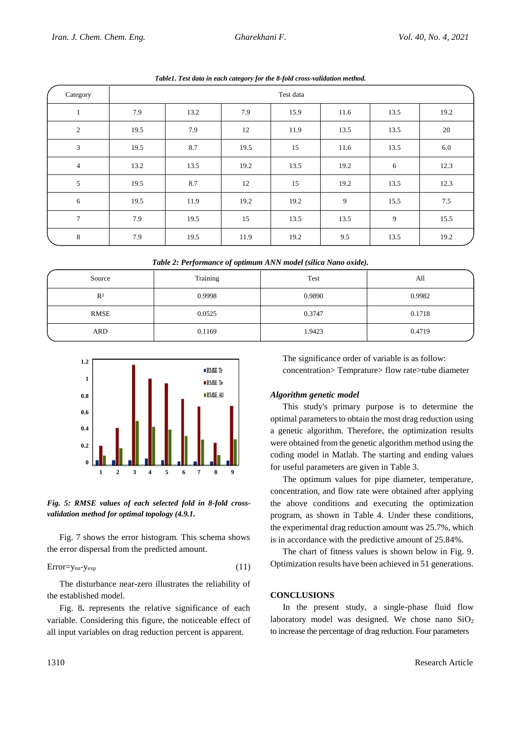*Table1. Test data in each category for the 8-fold cross-validation method.*

| Category | Test data | | | | | | |
|---|---|---|---|---|---|---|---|
| 1 | 7.9 | 13.2 | 7.9 | 15.9 | 11.6 | 13.5 | 19.2 |
| 2 | 19.5 | 7.9 | 12 | 11.9 | 13.5 | 13.5 | 20 |
| 3 | 19.5 | 8.7 | 19.5 | 15 | 11.6 | 13.5 | 6.0 |
| 4 | 13.2 | 13.5 | 19.2 | 13.5 | 19.2 | 6 | 12.3 |
| 5 | 19.5 | 8.7 | 12 | 15 | 19.2 | 13.5 | 12.3 |
| 6 | 19.5 | 11.9 | 19.2 | 19.2 | 9 | 15.5 | 7.5 |
| 7 | 7.9 | 19.5 | 15 | 13.5 | 13.5 | 9 | 15.5 |
| 8 | 7.9 | 19.5 | 11.9 | 19.2 | 9.5 | 13.5 | 19.2 |

*Table 2: Performance of optimum ANN model (silica Nano oxide).*

| Source | Training | Test | All |
|---|---|---|---|
| $R^2$ | 0.9998 | 0.9890 | 0.9982 |
| RMSE | 0.0525 | 0.3747 | 0.1718 |
| ARD | 0.1169 | 1.9423 | 0.4719 |

1.2
1
0.8
0.6
0.4
0.2
0
1 2 3 4 5 6 7 8 9
RMSE Tr
RMSE Te
RMSE All

***Fig. 5: RMSE values of each selected fold in 8-fold cross-validation method for optimal topology (4.9.1.***

Fig. 7 shows the error histogram. This schema shows the error dispersal from the predicted amount.

$$Error = y_{nn} - y_{exp} \tag{11}$$

The disturbance near-zero illustrates the reliability of the established model.

Fig. 8**.** represents the relative significance of each variable. Considering this figure, the noticeable effect of all input variables on drag reduction percent is apparent.

The significance order of variable is as follow:
concentration> Temprature> flow rate>tube diameter

### *Algorithm genetic model*

This study's primary purpose is to determine the optimal parameters to obtain the most drag reduction using a genetic algorithm. Therefore, the optimization results were obtained from the genetic algorithm method using the coding model in Matlab. The starting and ending values for useful parameters are given in Table 3.

The optimum values for pipe diameter, temperature, concentration, and flow rate were obtained after applying the above conditions and executing the optimization program, as shown in Table 4. Under these conditions, the experimental drag reduction amount was 25.7%, which is in accordance with the predictive amount of 25.84%.

The chart of fitness values is shown below in Fig. 9. Optimization results have been achieved in 51 generations.

## CONCLUSIONS

In the present study, a single-phase fluid flow laboratory model was designed. We chose nano $SiO_2$ to increase the percentage of drag reduction. Four parameters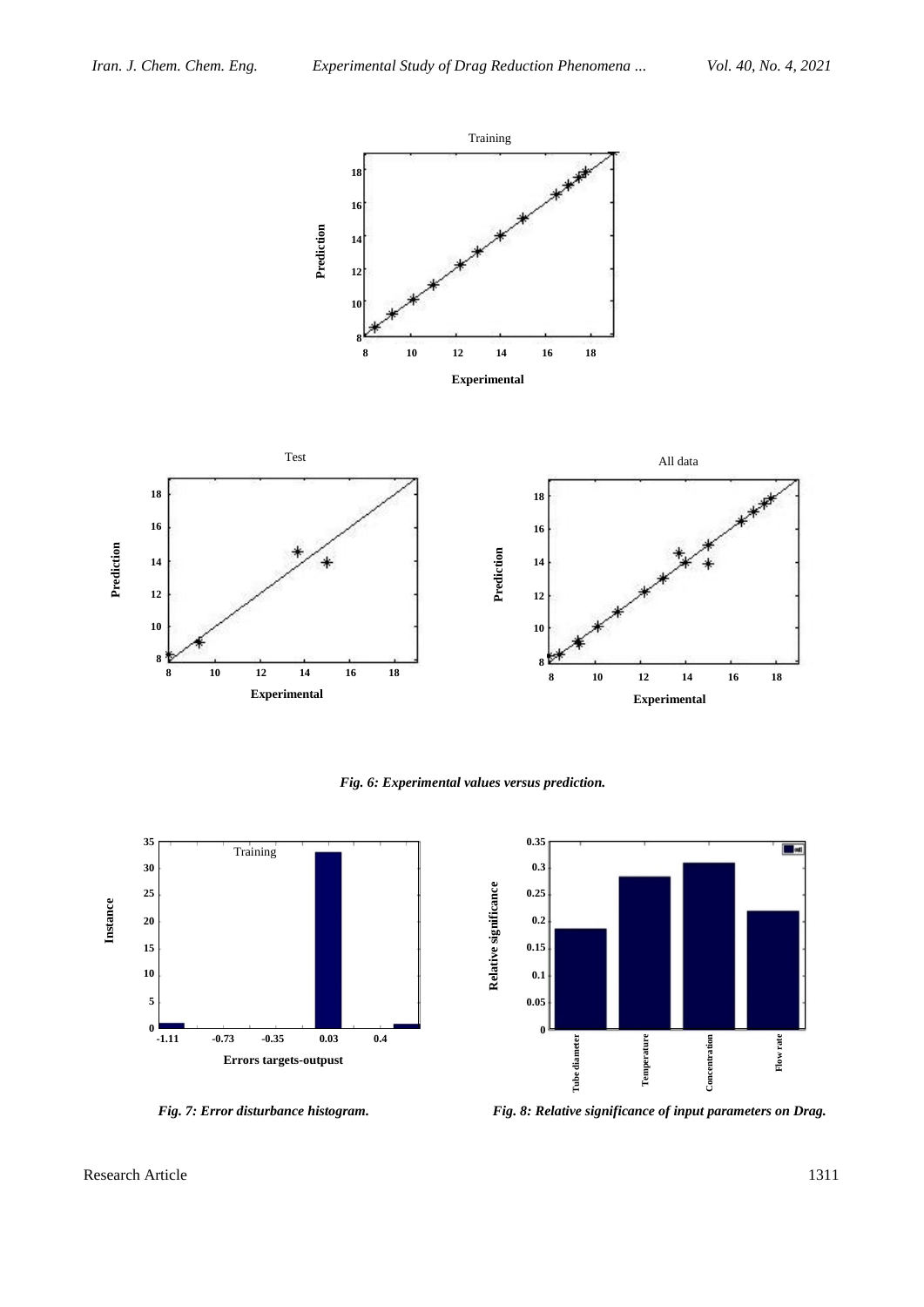Training

Prediction

Experimental

8 10 12 14 16 18

Test

Prediction

Experimental

All data

Prediction

Experimental

*Fig. 6: Experimental values versus prediction.*

Training

Instance

Errors targets-outpust

-1.11 -0.73 -0.35 0.03 0.4

Relative significance

Tube diameter Temperature Concentration Flow rate

*Fig. 7: Error disturbance histogram.*

*Fig. 8: Relative significance of input parameters on Drag.*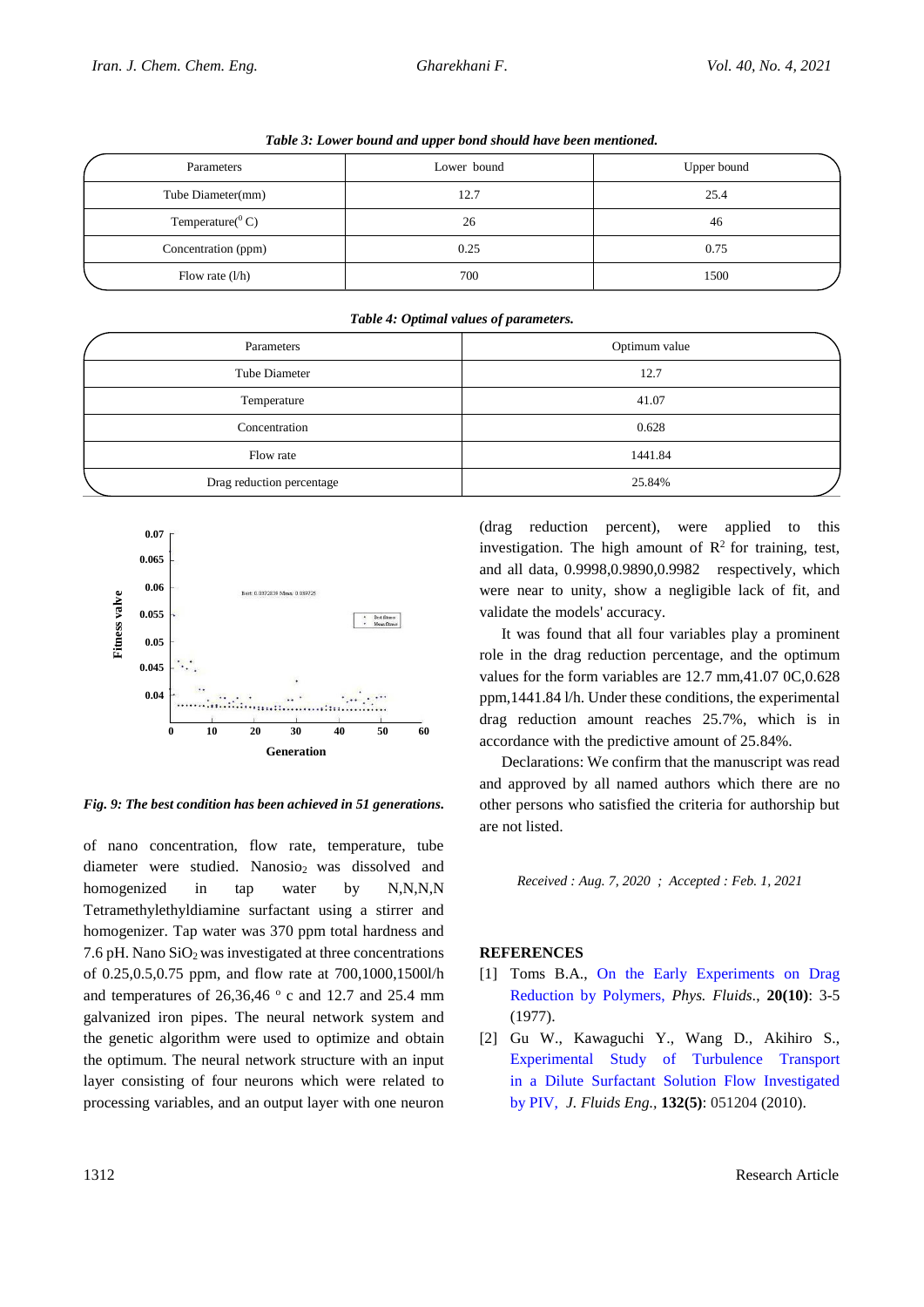**Table 3: Lower bound and upper bond should have been mentioned.**

| Parameters | Lower bound | Upper bound |
|---|---|---|
| Tube Diameter(mm) | 12.7 | 25.4 |
| Temperature($^0$ C) | 26 | 46 |
| Concentration (ppm) | 0.25 | 0.75 |
| Flow rate (l/h) | 700 | 1500 |

**Table 4: Optimal values of parameters.**

| Parameters | Optimum value |
|---|---|
| Tube Diameter | 12.7 |
| Temperature | 41.07 |
| Concentration | 0.628 |
| Flow rate | 1441.84 |
| Drag reduction percentage | 25.84% |

Fitness valve

Generation

0.07
0.065
0.06
0.055
0.05
0.045
0.04

0 10 20 30 40 50 60

Best: 0.0392839 Mean: 0.039725

Best fitness
Mean fitness

*Fig. 9: The best condition has been achieved in 51 generations.*

of nano concentration, flow rate, temperature, tube diameter were studied. Nano$SiO_2$ was dissolved and homogenized in tap water by N,N,N,N Tetramethylethyldiamine surfactant using a stirrer and homogenizer. Tap water was 370 ppm total hardness and 7.6 pH. Nano $SiO_2$ was investigated at three concentrations of 0.25,0.5,0.75 ppm, and flow rate at 700,1000,1500l/h and temperatures of 26,36,46 º c and 12.7 and 25.4 mm galvanized iron pipes. The neural network system and the genetic algorithm were used to optimize and obtain the optimum. The neural network structure with an input layer consisting of four neurons which were related to processing variables, and an output layer with one neuron (drag reduction percent), were applied to this investigation. The high amount of $R^2$ for training, test, and all data, 0.9998,0.9890,0.9982 respectively, which were near to unity, show a negligible lack of fit, and validate the models' accuracy.

It was found that all four variables play a prominent role in the drag reduction percentage, and the optimum values for the form variables are 12.7 mm,41.07 0C,0.628 ppm,1441.84 l/h. Under these conditions, the experimental drag reduction amount reaches 25.7%, which is in accordance with the predictive amount of 25.84%.

Declarations: We confirm that the manuscript was read and approved by all named authors which there are no other persons who satisfied the criteria for authorship but are not listed.

*Received : Aug. 7, 2020 ; Accepted : Feb. 1, 2021*

## REFERENCES

[1] Toms B.A., On the Early Experiments on Drag Reduction by Polymers, *Phys. Fluids.*, **20(10)**: 3-5 (1977).

[2] Gu W., Kawaguchi Y., Wang D., Akihiro S., Experimental Study of Turbulence Transport in a Dilute Surfactant Solution Flow Investigated by PIV, *J. Fluids Eng.*, **132(5)**: 051204 (2010).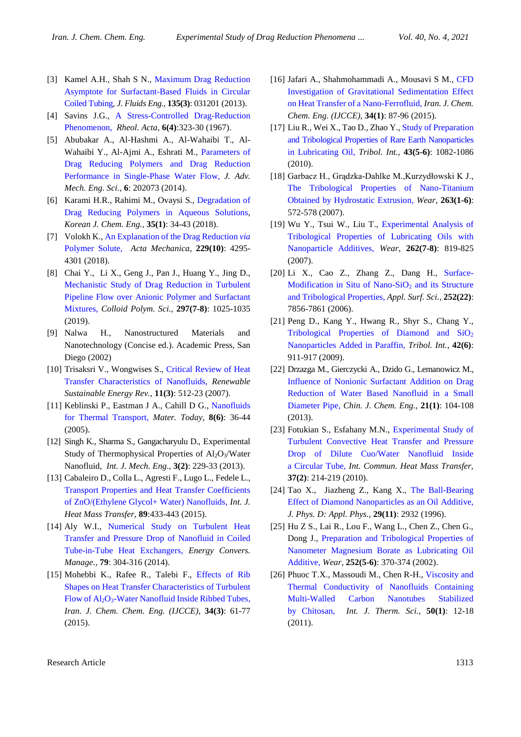[3] Kamel A.H., Shah S N., Maximum Drag Reduction Asymptote for Surfactant-Based Fluids in Circular Coiled Tubing, *J. Fluids Eng.*, **135(3)**: 031201 (2013).

[4] Savins J.G., A Stress-Controlled Drag-Reduction Phenomenon, *Rheol. Acta*, **6(4)**:323-30 (1967).

[5] Abubakar A., Al-Hashmi A., Al-Wahaibi T., Al-Wahaibi Y., Al-Ajmi A., Eshrati M., Parameters of Drag Reducing Polymers and Drag Reduction Performance in Single-Phase Water Flow, *J. Adv. Mech. Eng. Sci.*, **6**: 202073 (2014).

[6] Karami H.R., Rahimi M., Ovaysi S., Degradation of Drag Reducing Polymers in Aqueous Solutions, *Korean J. Chem. Eng.*, **35(1)**: 34-43 (2018).

[7] Volokh K., An Explanation of the Drag Reduction *via* Polymer Solute, *Acta Mechanica*, **229(10)**: 4295-4301 (2018).

[8] Chai Y., Li X., Geng J., Pan J., Huang Y., Jing D., Mechanistic Study of Drag Reduction in Turbulent Pipeline Flow over Anionic Polymer and Surfactant Mixtures, *Colloid Polym. Sci.*, **297(7-8)**: 1025-1035 (2019).

[9] Nalwa H., Nanostructured Materials and Nanotechnology (Concise ed.). Academic Press, San Diego (2002)

[10] Trisaksri V., Wongwises S., Critical Review of Heat Transfer Characteristics of Nanofluids, *Renewable Sustainable Energy Rev.*, **11(3)**: 512-23 (2007).

[11] Keblinski P., Eastman J A., Cahill D G., Nanofluids for Thermal Transport, *Mater. Today*, **8(6)**: 36-44 (2005).

[12] Singh K., Sharma S., Gangacharyulu D., Experimental Study of Thermophysical Properties of $Al_2O_3$/Water Nanofluid, *Int. J. Mech. Eng*., **3(2)**: 229-33 (2013).

[13] Cabaleiro D., Colla L., Agresti F., Lugo L., Fedele L., Transport Properties and Heat Transfer Coefficients of ZnO/(Ethylene Glycol+ Water) Nanofluids, *Int. J. Heat Mass Transfer*, **89**:433-443 (2015).

[14] Aly W.I., Numerical Study on Turbulent Heat Transfer and Pressure Drop of Nanofluid in Coiled Tube-in-Tube Heat Exchangers, *Energy Convers. Manage.*, **79**: 304-316 (2014).

[15] Mohebbi K., Rafee R., Talebi F., Effects of Rib Shapes on Heat Transfer Characteristics of Turbulent Flow of $Al_2O_3$-Water Nanofluid Inside Ribbed Tubes, *Iran. J. Chem. Chem. Eng. (IJCCE)*, **34(3)**: 61-77 (2015).

[16] Jafari A., Shahmohammadi A., Mousavi S M., CFD Investigation of Gravitational Sedimentation Effect on Heat Transfer of a Nano-Ferrofluid, *Iran. J. Chem. Chem. Eng. (IJCCE)*, **34(1)**: 87-96 (2015).

[17] Liu R., Wei X., Tao D., Zhao Y., Study of Preparation and Tribological Properties of Rare Earth Nanoparticles in Lubricating Oil, *Tribol. Int.*, **43(5-6)**: 1082-1086 (2010).

[18] Garbacz H., Grądzka-Dahlke M.,Kurzydłowski K J., The Tribological Properties of Nano-Titanium Obtained by Hydrostatic Extrusion, *Wear*, **263(1-6)**: 572-578 (2007).

[19] Wu Y., Tsui W., Liu T., Experimental Analysis of Tribological Properties of Lubricating Oils with Nanoparticle Additives, *Wear*, **262(7-8)**: 819-825 (2007).

[20] Li X., Cao Z., Zhang Z., Dang H., Surface-Modification in Situ of Nano-$SiO_2$ and its Structure and Tribological Properties, *Appl. Surf. Sci.*, **252(22)**: 7856-7861 (2006).

[21] Peng D., Kang Y., Hwang R., Shyr S., Chang Y., Tribological Properties of Diamond and $SiO_2$ Nanoparticles Added in Paraffin, *Tribol. Int.*, **42(6)**: 911-917 (2009).

[22] Drzazga M., Gierczycki A., Dzido G., Lemanowicz M., Influence of Nonionic Surfactant Addition on Drag Reduction of Water Based Nanofluid in a Small Diameter Pipe, *Chin. J. Chem. Eng.*, **21(1)**: 104-108 (2013).

[23] Fotukian S., Esfahany M.N., Experimental Study of Turbulent Convective Heat Transfer and Pressure Drop of Dilute Cuo/Water Nanofluid Inside a Circular Tube, *Int. Commun. Heat Mass Transfer*, **37(2)**: 214-219 (2010).

[24] Tao X., Jiazheng Z., Kang X., The Ball-Bearing Effect of Diamond Nanoparticles as an Oil Additive, *J. Phys. D: Appl. Phys.*, **29(11)**: 2932 (1996).

[25] Hu Z S., Lai R., Lou F., Wang L., Chen Z., Chen G., Dong J., Preparation and Tribological Properties of Nanometer Magnesium Borate as Lubricating Oil Additive, *Wear*, **252(5-6)**: 370-374 (2002).

[26] Phuoc T.X., Massoudi M., Chen R-H., Viscosity and Thermal Conductivity of Nanofluids Containing Multi-Walled Carbon Nanotubes Stabilized by Chitosan, *Int. J. Therm. Sci.*, **50(1)**: 12-18 (2011).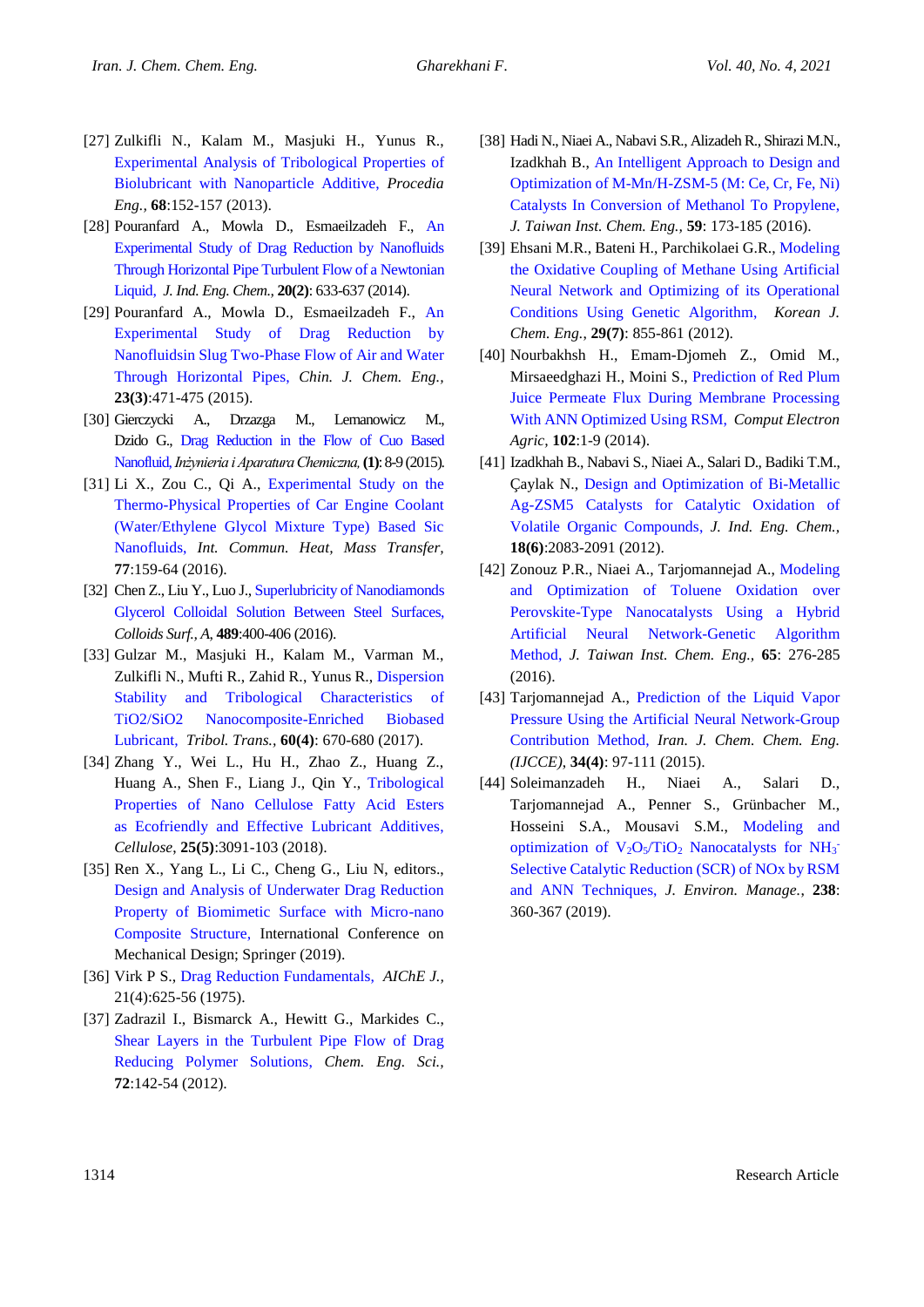[27] Zulkifli N., Kalam M., Masjuki H., Yunus R., Experimental Analysis of Tribological Properties of Biolubricant with Nanoparticle Additive, *Procedia Eng.*, **68**:152-157 (2013).

[28] Pouranfard A., Mowla D., Esmaeilzadeh F., An Experimental Study of Drag Reduction by Nanofluids Through Horizontal Pipe Turbulent Flow of a Newtonian Liquid, *J. Ind. Eng. Chem.*, **20(2)**: 633-637 (2014).

[29] Pouranfard A., Mowla D., Esmaeilzadeh F., An Experimental Study of Drag Reduction by Nanofluidsin Slug Two-Phase Flow of Air and Water Through Horizontal Pipes, *Chin. J. Chem. Eng.*, **23(3)**:471-475 (2015).

[30] Gierczycki A., Drzazga M., Lemanowicz M., Dzido G., Drag Reduction in the Flow of Cuo Based Nanofluid, *Inżynieria i Aparatura Chemiczna*, **(1)**: 8-9 (2015).

[31] Li X., Zou C., Qi A., Experimental Study on the Thermo-Physical Properties of Car Engine Coolant (Water/Ethylene Glycol Mixture Type) Based Sic Nanofluids, *Int. Commun. Heat, Mass Transfer*, **77**:159-64 (2016).

[32] Chen Z., Liu Y., Luo J., Superlubricity of Nanodiamonds Glycerol Colloidal Solution Between Steel Surfaces, *Colloids Surf., A*, **489**:400-406 (2016).

[33] Gulzar M., Masjuki H., Kalam M., Varman M., Zulkifli N., Mufti R., Zahid R., Yunus R., Dispersion Stability and Tribological Characteristics of $TiO_2/SiO_2$ Nanocomposite-Enriched Biobased Lubricant, *Tribol. Trans.*, **60(4)**: 670-680 (2017).

[34] Zhang Y., Wei L., Hu H., Zhao Z., Huang Z., Huang A., Shen F., Liang J., Qin Y., Tribological Properties of Nano Cellulose Fatty Acid Esters as Ecofriendly and Effective Lubricant Additives, *Cellulose*, **25(5)**:3091-103 (2018).

[35] Ren X., Yang L., Li C., Cheng G., Liu N, editors., Design and Analysis of Underwater Drag Reduction Property of Biomimetic Surface with Micro-nano Composite Structure, International Conference on Mechanical Design; Springer (2019).

[36] Virk P S., Drag Reduction Fundamentals, *AIChE J.*, 21(4):625-56 (1975).

[37] Zadrazil I., Bismarck A., Hewitt G., Markides C., Shear Layers in the Turbulent Pipe Flow of Drag Reducing Polymer Solutions, *Chem. Eng. Sci.*, **72**:142-54 (2012).

[38] Hadi N., Niaei A., Nabavi S.R., Alizadeh R., Shirazi M.N., Izadkhah B., An Intelligent Approach to Design and Optimization of M-Mn/H-ZSM-5 (M: Ce, Cr, Fe, Ni) Catalysts In Conversion of Methanol To Propylene, *J. Taiwan Inst. Chem. Eng.*, **59**: 173-185 (2016).

[39] Ehsani M.R., Bateni H., Parchikolaei G.R., Modeling the Oxidative Coupling of Methane Using Artificial Neural Network and Optimizing of its Operational Conditions Using Genetic Algorithm, *Korean J. Chem. Eng.*, **29(7)**: 855-861 (2012).

[40] Nourbakhsh H., Emam-Djomeh Z., Omid M., Mirsaeedghazi H., Moini S., Prediction of Red Plum Juice Permeate Flux During Membrane Processing With ANN Optimized Using RSM, *Comput Electron Agric*, **102**:1-9 (2014).

[41] Izadkhah B., Nabavi S., Niaei A., Salari D., Badiki T.M., Çaylak N., Design and Optimization of Bi-Metallic Ag-ZSM5 Catalysts for Catalytic Oxidation of Volatile Organic Compounds, *J. Ind. Eng. Chem.*, **18(6)**:2083-2091 (2012).

[42] Zonouz P.R., Niaei A., Tarjomannejad A., Modeling and Optimization of Toluene Oxidation over Perovskite-Type Nanocatalysts Using a Hybrid Artificial Neural Network-Genetic Algorithm Method, *J. Taiwan Inst. Chem. Eng.*, **65**: 276-285 (2016).

[43] Tarjomannejad A., Prediction of the Liquid Vapor Pressure Using the Artificial Neural Network-Group Contribution Method, *Iran. J. Chem. Chem. Eng. (IJCCE)*, **34(4)**: 97-111 (2015).

[44] Soleimanzadeh H., Niaei A., Salari D., Tarjomannejad A., Penner S., Grünbacher M., Hosseini S.A., Mousavi S.M., Modeling and optimization of $V_2O_5/TiO_2$ Nanocatalysts for $NH_3$- Selective Catalytic Reduction (SCR) of NOx by RSM and ANN Techniques, *J. Environ. Manage.*, **238**: 360-367 (2019).